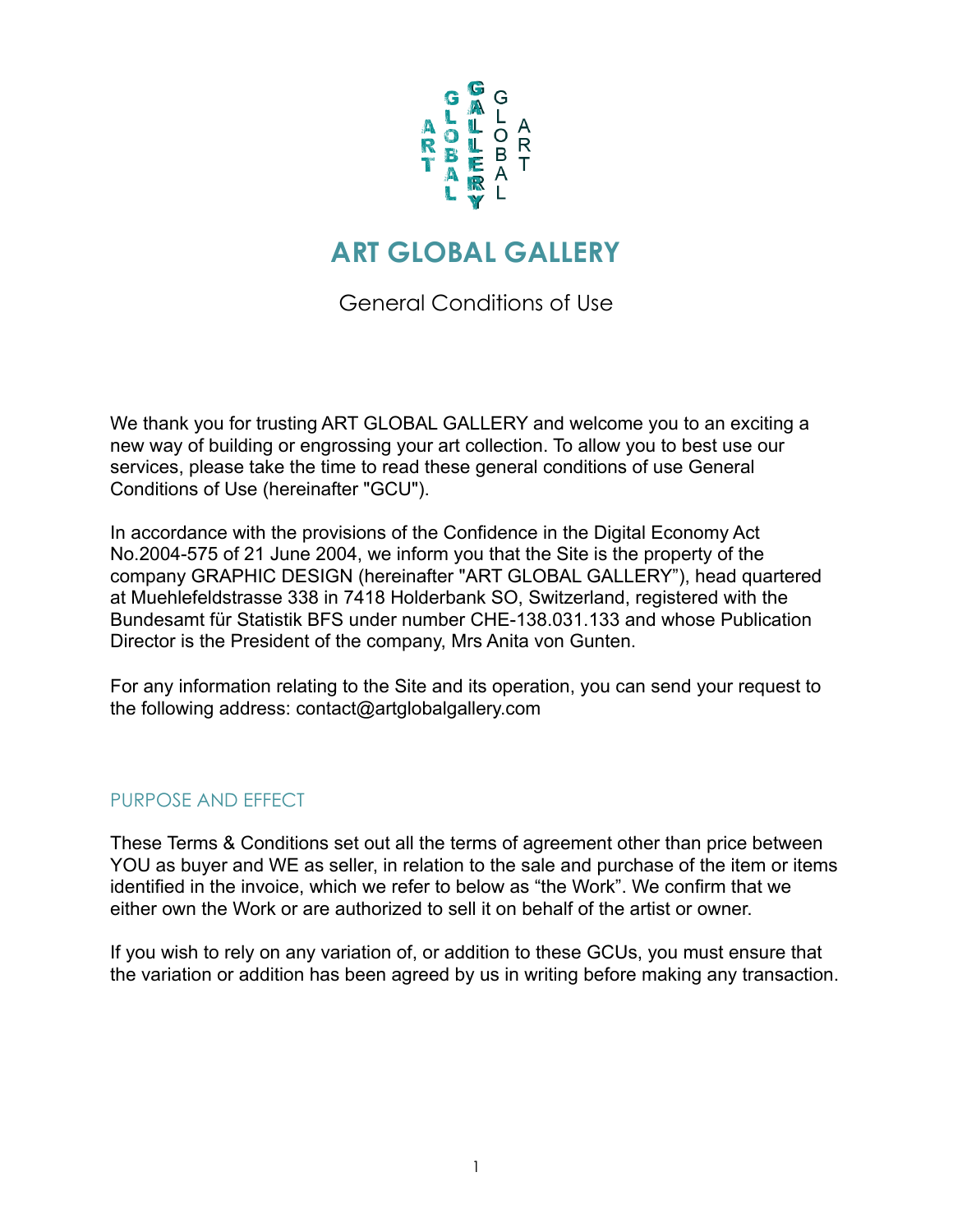# ART GLOBAL GALLERY

General Conditions of Use

We thank you for trusting ART GLOBAL GALLERY and welcome you to an exciting a new way of building or engrossing your art collection. To allow you to best use our services, please take the time to read these general conditions of use General Conditions of Use (hereinafter "GCU").

In accordance with the provisions of the Confidence in the Digital Economy Act No.2004-575 of 21 June 2004, we inform you that the Site is the property of the company GRAPHIC DESIGN (hereinafter "ART GLOBAL GALLERY"), head quartered at Muehlefeldstrasse 338 in 7418 Holderbank SO, Switzerland, registered with the Bundesamt für Statistik BFS under number CHE-138.031.133 and whose Publication Director is the President of the company, Mrs Anita von Gunten.

For any information relating to the Site and its operation, you can send your request to the following address: contact@artglobalgallery.com

## PURPOSE AND EFFECT

These Terms & Conditions set out all the terms of agreement other than price between YOU as buyer and WE as seller, in relation to the sale and purchase of the item or items identified in the invoice, which we refer to below as "the Work". We confirm that we either own the Work or are authorized to sell it on behalf of the artist or owner.

If you wish to rely on any variation of, or addition to these GCUs, you must ensure that the variation or addition has been agreed by us in writing before making any transaction.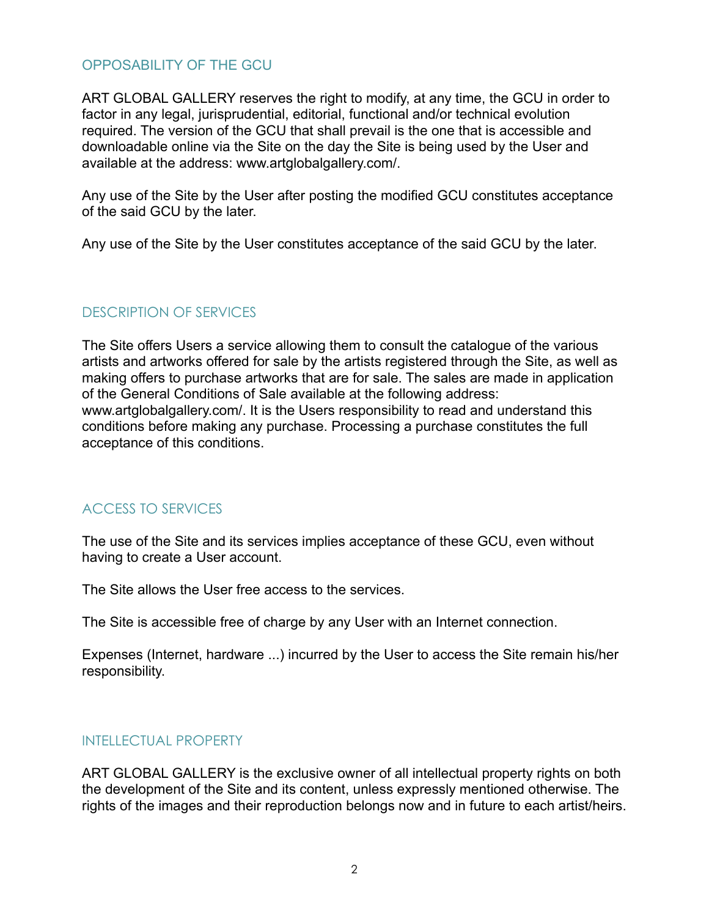## OPPOSABILITY OF THE GCU

ART GLOBAL GALLERY reserves the right to modify, at any time, the GCU in order to factor in any legal, jurisprudential, editorial, functional and/or technical evolution required. The version of the GCU that shall prevail is the one that is accessible and downloadable online via the Site on the day the Site is being used by the User and available at the address: www.artglobalgallery.com/.

Any use of the Site by the User after posting the modified GCU constitutes acceptance of the said GCU by the later.

Any use of the Site by the User constitutes acceptance of the said GCU by the later.

## DESCRIPTION OF SERVICES

The Site offers Users a service allowing them to consult the catalogue of the various artists and artworks offered for sale by the artists registered through the Site, as well as making offers to purchase artworks that are for sale. The sales are made in application of the General Conditions of Sale available at the following address: www.artglobalgallery.com/. It is the Users responsibility to read and understand this conditions before making any purchase. Processing a purchase constitutes the full acceptance of this conditions.

## ACCESS TO SERVICES

The use of the Site and its services implies acceptance of these GCU, even without having to create a User account.

The Site allows the User free access to the services.

The Site is accessible free of charge by any User with an Internet connection.

Expenses (Internet, hardware ...) incurred by the User to access the Site remain his/her responsibility.

## INTELLECTUAL PROPERTY

ART GLOBAL GALLERY is the exclusive owner of all intellectual property rights on both the development of the Site and its content, unless expressly mentioned otherwise. The rights of the images and their reproduction belongs now and in future to each artist/heirs.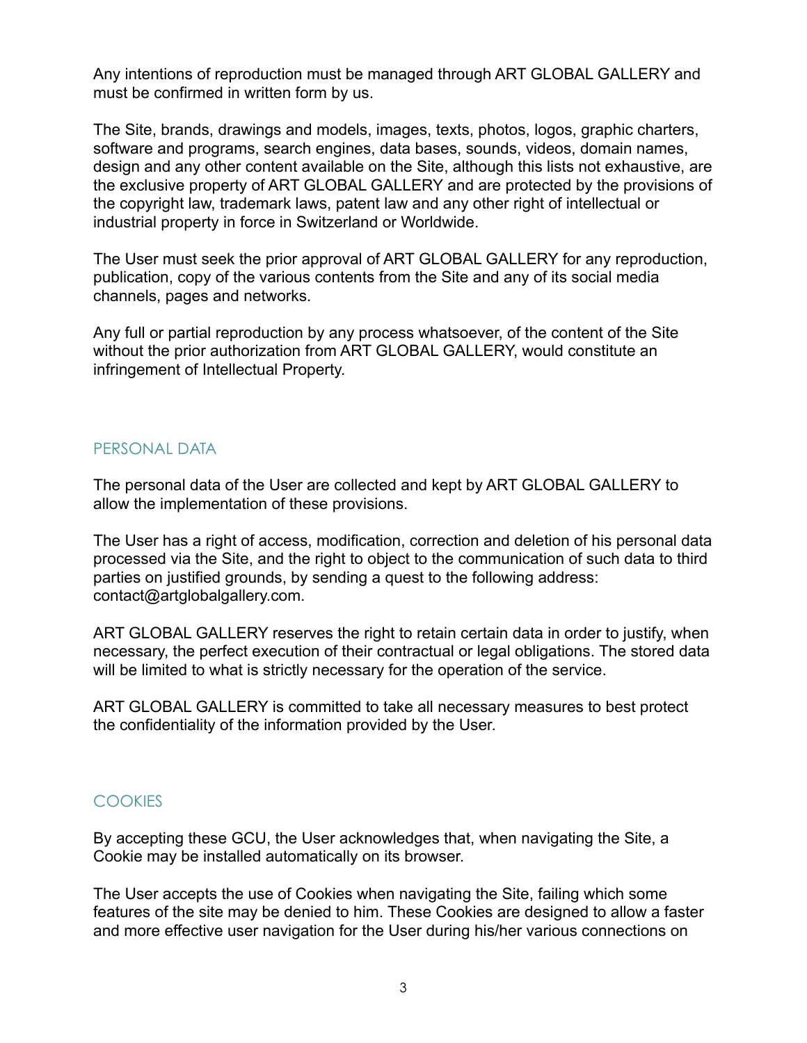Any intentions of reproduction must be managed through ART GLOBAL GALLERY and must be confirmed in written form by us.

The Site, brands, drawings and models, images, texts, photos, logos, graphic charters, software and programs, search engines, data bases, sounds, videos, domain names, design and any other content available on the Site, although this lists not exhaustive, are the exclusive property of ART GLOBAL GALLERY and are protected by the provisions of the copyright law, trademark laws, patent law and any other right of intellectual or industrial property in force in Switzerland or Worldwide.

The User must seek the prior approval of ART GLOBAL GALLERY for any reproduction, publication, copy of the various contents from the Site and any of its social media channels, pages and networks.

Any full or partial reproduction by any process whatsoever, of the content of the Site without the prior authorization from ART GLOBAL GALLERY, would constitute an infringement of Intellectual Property.

## PERSONAL DATA

The personal data of the User are collected and kept by ART GLOBAL GALLERY to allow the implementation of these provisions.

The User has a right of access, modification, correction and deletion of his personal data processed via the Site, and the right to object to the communication of such data to third parties on justified grounds, by sending a quest to the following address: contact@artglobalgallery.com.

ART GLOBAL GALLERY reserves the right to retain certain data in order to justify, when necessary, the perfect execution of their contractual or legal obligations. The stored data will be limited to what is strictly necessary for the operation of the service.

ART GLOBAL GALLERY is committed to take all necessary measures to best protect the confidentiality of the information provided by the User.

## COOKIES

By accepting these GCU, the User acknowledges that, when navigating the Site, a Cookie may be installed automatically on its browser.

The User accepts the use of Cookies when navigating the Site, failing which some features of the site may be denied to him. These Cookies are designed to allow a faster and more effective user navigation for the User during his/her various connections on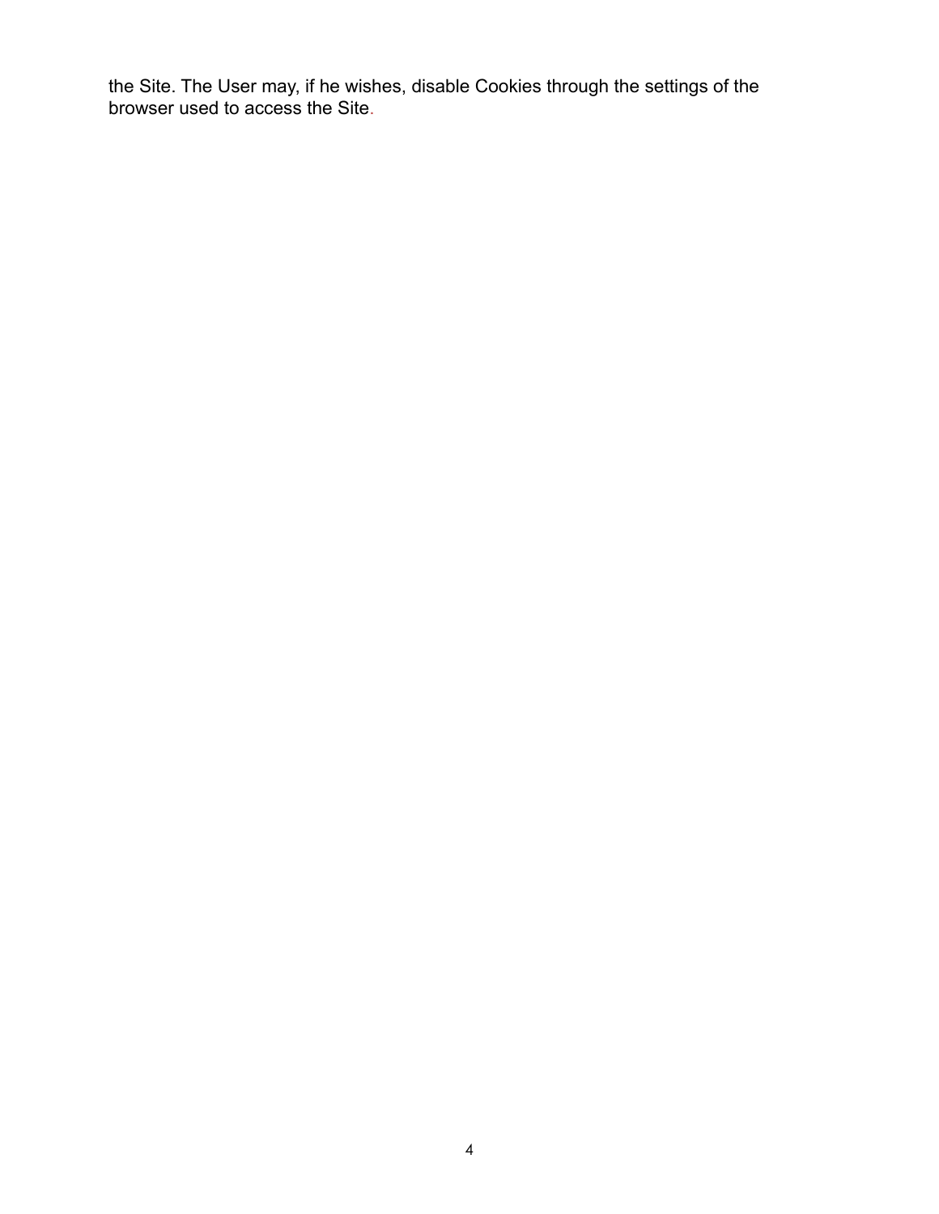the Site. The User may, if he wishes, disable Cookies through the settings of the browser used to access the Site.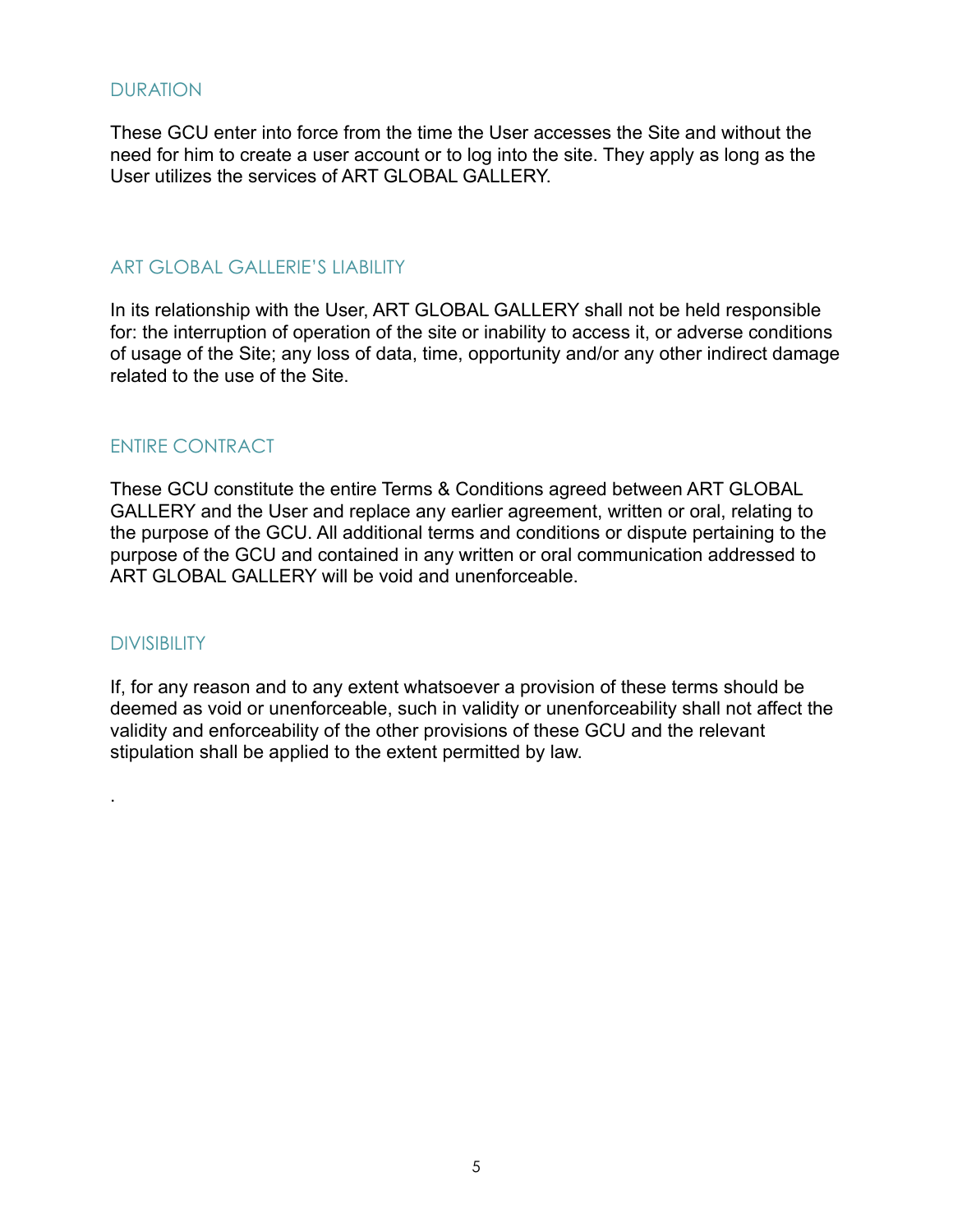## DURATION

These GCU enter into force from the time the User accesses the Site and without the need for him to create a user account or to log into the site. They apply as long as the User utilizes the services of ART GLOBAL GALLERY.

## ART GLOBAL GALLERIE'S LIABILITY

In its relationship with the User, ART GLOBAL GALLERY shall not be held responsible for: the interruption of operation of the site or inability to access it, or adverse conditions of usage of the Site; any loss of data, time, opportunity and/or any other indirect damage related to the use of the Site.

## ENTIRE CONTRACT

These GCU constitute the entire Terms & Conditions agreed between ART GLOBAL GALLERY and the User and replace any earlier agreement, written or oral, relating to the purpose of the GCU. All additional terms and conditions or dispute pertaining to the purpose of the GCU and contained in any written or oral communication addressed to ART GLOBAL GALLERY will be void and unenforceable.

## DIVISIBILITY

If, for any reason and to any extent whatsoever a provision of these terms should be deemed as void or unenforceable, such in validity or unenforceability shall not affect the validity and enforceability of the other provisions of these GCU and the relevant stipulation shall be applied to the extent permitted by law.

.